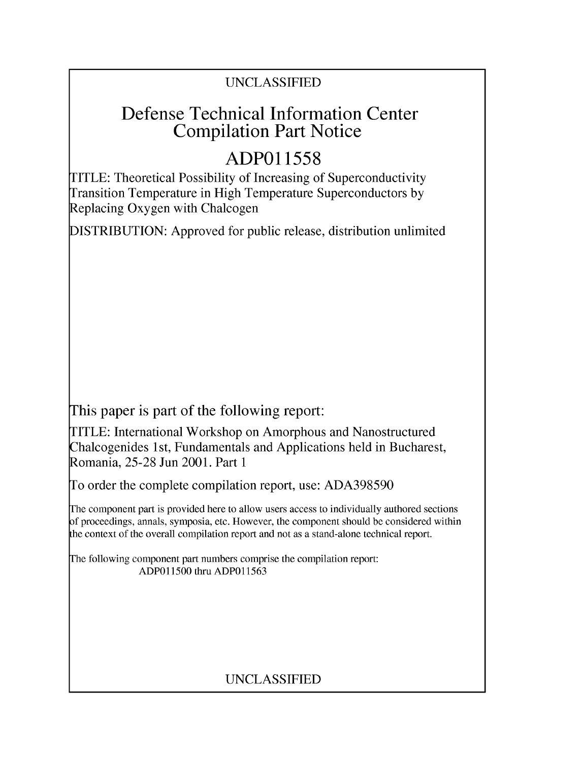UNCLASSIFIED

# Defense Technical Information Center Compilation Part Notice

# ADP011558

TITLE: Theoretical Possibility of Increasing of Superconductivity Transition Temperature in High Temperature Superconductors by Replacing Oxygen with Chalcogen

DISTRIBUTION: Approved for public release, distribution unlimited

This paper is part of the following report:

TITLE: International Workshop on Amorphous and Nanostructured Chalcogenides 1st, Fundamentals and Applications held in Bucharest, Romania, 25-28 Jun 2001. Part 1

To order the complete compilation report, use: ADA398590

The component part is provided here to allow users access to individually authored sections of proceedings, annals, symposia, etc. However, the component should be considered within the context of the overall compilation report and not as a stand-alone technical report.

The following component part numbers comprise the compilation report:
ADP011500 thru ADP011563

UNCLASSIFIED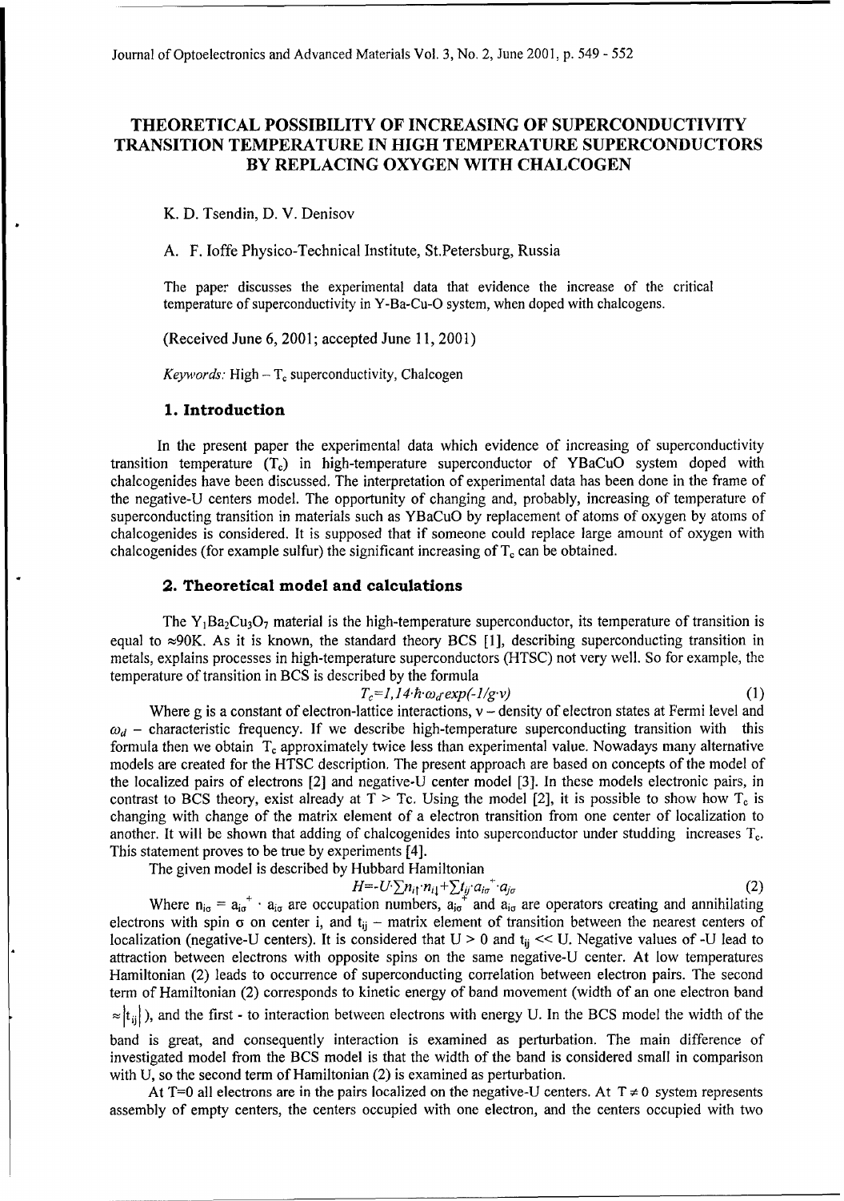# THEORETICAL POSSIBILITY OF INCREASING OF SUPERCONDUCTIVITY TRANSITION TEMPERATURE IN HIGH TEMPERATURE SUPERCONDUCTORS BY REPLACING OXYGEN WITH CHALCOGEN

K. D. Tsendin, D. V. Denisov

A. F. Ioffe Physico-Technical Institute, St.Petersburg, Russia

The paper discusses the experimental data that evidence the increase of the critical temperature of superconductivity in Y-Ba-Cu-O system, when doped with chalcogens.

(Received June 6, 2001; accepted June 11, 2001)

*Keywords:* High – $T_c$ superconductivity, Chalcogen

## 1. Introduction

In the present paper the experimental data which evidence of increasing of superconductivity transition temperature ($T_c$) in high-temperature superconductor of YBaCuO system doped with chalcogenides have been discussed. The interpretation of experimental data has been done in the frame of the negative-U centers model. The opportunity of changing and, probably, increasing of temperature of superconducting transition in materials such as YBaCuO by replacement of atoms of oxygen by atoms of chalcogenides is considered. It is supposed that if someone could replace large amount of oxygen with chalcogenides (for example sulfur) the significant increasing of $T_c$ can be obtained.

## 2. Theoretical model and calculations

The $Y_1Ba_2Cu_3O_7$ material is the high-temperature superconductor, its temperature of transition is equal to ≈90K. As it is known, the standard theory BCS [1], describing superconducting transition in metals, explains processes in high-temperature superconductors (HTSC) not very well. So for example, the temperature of transition in BCS is described by the formula

$$T_c=1{,}14\cdot\hbar\cdot\omega_d\cdot exp(-1/g\cdot\nu) \tag{1}$$

Where g is a constant of electron-lattice interactions, $\nu$ – density of electron states at Fermi level and $\omega_d$ – characteristic frequency. If we describe high-temperature superconducting transition with this formula then we obtain $T_c$ approximately twice less than experimental value. Nowadays many alternative models are created for the HTSC description. The present approach are based on concepts of the model of the localized pairs of electrons [2] and negative-U center model [3]. In these models electronic pairs, in contrast to BCS theory, exist already at T > Tc. Using the model [2], it is possible to show how $T_c$ is changing with change of the matrix element of a electron transition from one center of localization to another. It will be shown that adding of chalcogenides into superconductor under studding increases $T_c$. This statement proves to be true by experiments [4].

The given model is described by Hubbard Hamiltonian

$$H=-U\cdot\sum n_{i\uparrow}\cdot n_{i\downarrow}+\sum t_{ij}\cdot a_{i\sigma}^{+}\cdot a_{j\sigma} \tag{2}$$

Where $n_{i\sigma} = a_{i\sigma}^{+}\cdot a_{i\sigma}$ are occupation numbers, $a_{i\sigma}^{+}$ and $a_{i\sigma}$ are operators creating and annihilating electrons with spin $\sigma$ on center i, and $t_{ij}$ – matrix element of transition between the nearest centers of localization (negative-U centers). It is considered that U > 0 and $t_{ij}$ << U. Negative values of -U lead to attraction between electrons with opposite spins on the same negative-U center. At low temperatures Hamiltonian (2) leads to occurrence of superconducting correlation between electron pairs. The second term of Hamiltonian (2) corresponds to kinetic energy of band movement (width of an one electron band $\approx|t_{ij}|$), and the first - to interaction between electrons with energy U. In the BCS model the width of the band is great, and consequently interaction is examined as perturbation. The main difference of investigated model from the BCS model is that the width of the band is considered small in comparison with U, so the second term of Hamiltonian (2) is examined as perturbation.

At T=0 all electrons are in the pairs localized on the negative-U centers. At $T \neq 0$ system represents assembly of empty centers, the centers occupied with one electron, and the centers occupied with two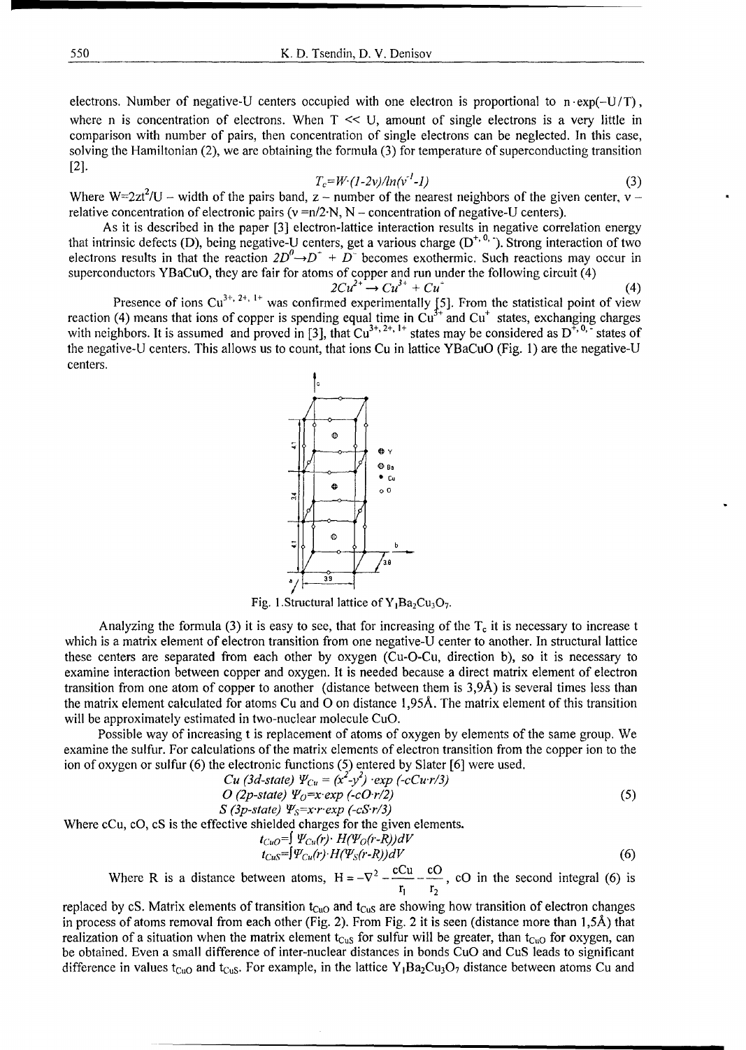electrons. Number of negative-U centers occupied with one electron is proportional to $n \cdot \exp(-U/T)$, where n is concentration of electrons. When $T \ll U$, amount of single electrons is a very little in comparison with number of pairs, then concentration of single electrons can be neglected. In this case, solving the Hamiltonian (2), we are obtaining the formula (3) for temperature of superconducting transition [2].

$$T_c = W \cdot (1-2\nu)/\ln(\nu^{-1}-1) \tag{3}$$

Where $W=2zt^2/U$ – width of the pairs band, z – number of the nearest neighbors of the given center, $\nu$ – relative concentration of electronic pairs ($\nu = n/2\cdot N$, N – concentration of negative-U centers).

As it is described in the paper [3] electron-lattice interaction results in negative correlation energy that intrinsic defects (D), being negative-U centers, get a various charge ($D^{+,0,-}$). Strong interaction of two electrons results in that the reaction $2D^0 \rightarrow D^+ + D^-$ becomes exothermic. Such reactions may occur in superconductors YBaCuO, they are fair for atoms of copper and run under the following circuit (4)

$$2Cu^{2+} \rightarrow Cu^{3+} + Cu^{-} \tag{4}$$

Presence of ions $Cu^{3+,2+,1+}$ was confirmed experimentally [5]. From the statistical point of view reaction (4) means that ions of copper is spending equal time in $Cu^{3+}$ and $Cu^{+}$ states, exchanging charges with neighbors. It is assumed and proved in [3], that $Cu^{3+,2+,1+}$ states may be considered as $D^{+,0,-}$ states of the negative-U centers. This allows us to count, that ions Cu in lattice YBaCuO (Fig. 1) are the negative-U centers.

Fig. 1.Structural lattice of $Y_1Ba_2Cu_3O_7$.

Analyzing the formula (3) it is easy to see, that for increasing of the $T_c$ it is necessary to increase t which is a matrix element of electron transition from one negative-U center to another. In structural lattice these centers are separated from each other by oxygen (Cu-O-Cu, direction b), so it is necessary to examine interaction between copper and oxygen. It is needed because a direct matrix element of electron transition from one atom of copper to another (distance between them is 3,9Å) is several times less than the matrix element calculated for atoms Cu and O on distance 1,95Å. The matrix element of this transition will be approximately estimated in two-nuclear molecule CuO.

Possible way of increasing t is replacement of atoms of oxygen by elements of the same group. We examine the sulfur. For calculations of the matrix elements of electron transition from the copper ion to the ion of oxygen or sulfur (6) the electronic functions (5) entered by Slater [6] were used.

$$\begin{aligned}
&Cu\ (3d\text{-state})\ \Psi_{Cu} = (x^2-y^2)\cdot \exp(-cCu\cdot r/3)\\
&O\ (2p\text{-state})\ \Psi_O = x \cdot \exp(-cO\cdot r/2)\\
&S\ (3p\text{-state})\ \Psi_S = x\cdot r\cdot \exp(-cS\cdot r/3)
\end{aligned} \tag{5}$$

Where cCu, cO, cS is the effective shielded charges for the given elements.

$$\begin{aligned}
&t_{CuO} = \int \Psi_{Cu}(r)\cdot H(\Psi_O(r-R))dV\\
&t_{CuS} = \int \Psi_{Cu}(r)\cdot H(\Psi_S(r-R))dV
\end{aligned} \tag{6}$$

Where R is a distance between atoms, $H = -\nabla^2 - \frac{cCu}{r_1} - \frac{cO}{r_2}$, cO in the second integral (6) is replaced by cS. Matrix elements of transition $t_{CuO}$ and $t_{CuS}$ are showing how transition of electron changes in process of atoms removal from each other (Fig. 2). From Fig. 2 it is seen (distance more than 1,5Å) that realization of a situation when the matrix element $t_{CuS}$ for sulfur will be greater, than $t_{CuO}$ for oxygen, can be obtained. Even a small difference of inter-nuclear distances in bonds CuO and CuS leads to significant difference in values $t_{CuO}$ and $t_{CuS}$. For example, in the lattice $Y_1Ba_2Cu_3O_7$ distance between atoms Cu and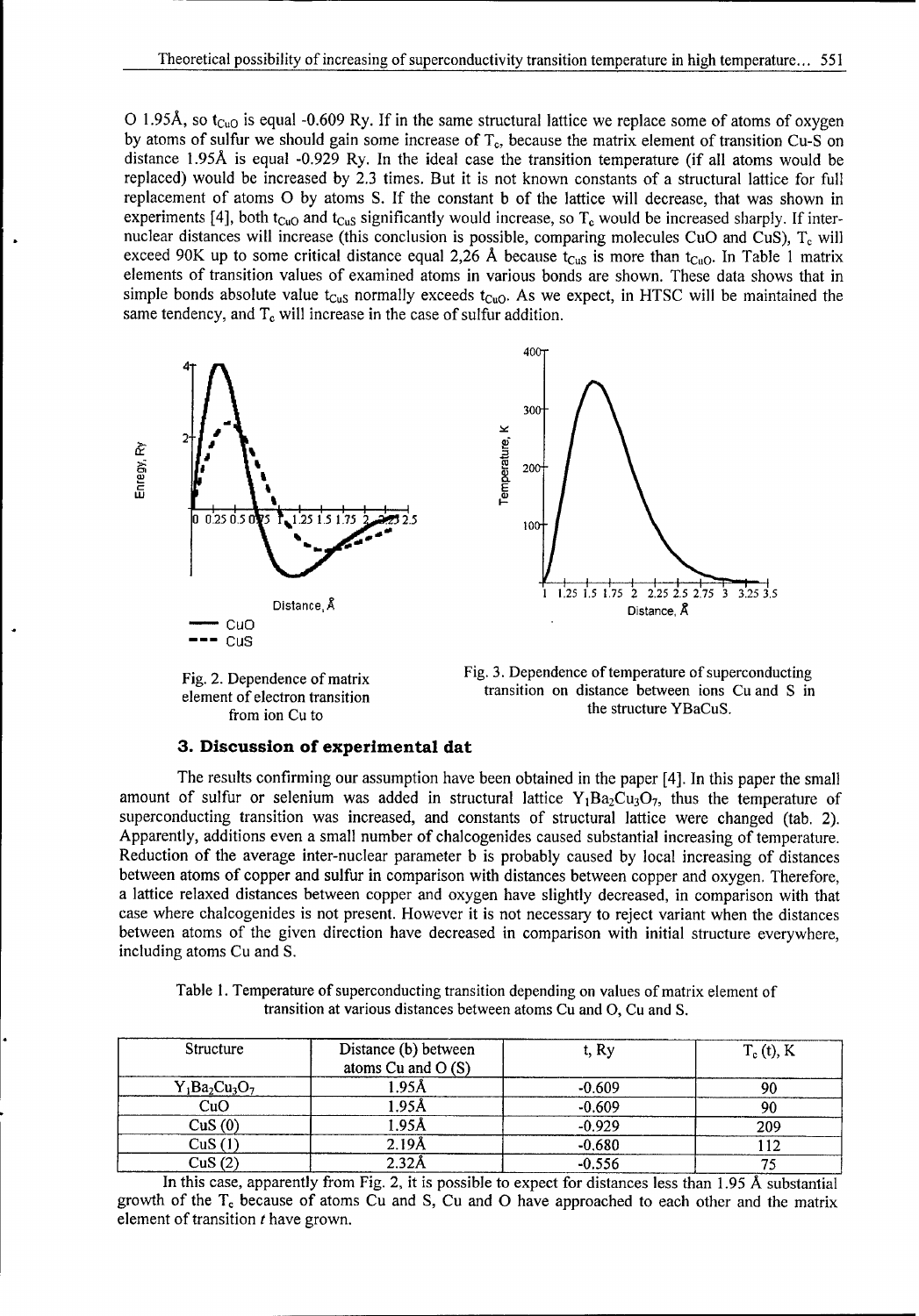O 1.95Å, so $t_{CuO}$ is equal -0.609 Ry. If in the same structural lattice we replace some of atoms of oxygen by atoms of sulfur we should gain some increase of $T_c$, because the matrix element of transition Cu-S on distance 1.95Å is equal -0.929 Ry. In the ideal case the transition temperature (if all atoms would be replaced) would be increased by 2.3 times. But it is not known constants of a structural lattice for full replacement of atoms O by atoms S. If the constant b of the lattice will decrease, that was shown in experiments [4], both $t_{CuO}$ and $t_{CuS}$ significantly would increase, so $T_c$ would be increased sharply. If inter-nuclear distances will increase (this conclusion is possible, comparing molecules CuO and CuS), $T_c$ will exceed 90K up to some critical distance equal 2,26 Å because $t_{CuS}$ is more than $t_{CuO}$. In Table 1 matrix elements of transition values of examined atoms in various bonds are shown. These data shows that in simple bonds absolute value $t_{CuS}$ normally exceeds $t_{CuO}$. As we expect, in HTSC will be maintained the same tendency, and $T_c$ will increase in the case of sulfur addition.

Fig. 2. Dependence of matrix element of electron transition from ion Cu to

Fig. 3. Dependence of temperature of superconducting transition on distance between ions Cu and S in the structure YBaCuS.

## 3. Discussion of experimental dat

The results confirming our assumption have been obtained in the paper [4]. In this paper the small amount of sulfur or selenium was added in structural lattice $Y_1Ba_2Cu_3O_7$, thus the temperature of superconducting transition was increased, and constants of structural lattice were changed (tab. 2). Apparently, additions even a small number of chalcogenides caused substantial increasing of temperature. Reduction of the average inter-nuclear parameter b is probably caused by local increasing of distances between atoms of copper and sulfur in comparison with distances between copper and oxygen. Therefore, a lattice relaxed distances between copper and oxygen have slightly decreased, in comparison with that case where chalcogenides is not present. However it is not necessary to reject variant when the distances between atoms of the given direction have decreased in comparison with initial structure everywhere, including atoms Cu and S.

Table 1. Temperature of superconducting transition depending on values of matrix element of transition at various distances between atoms Cu and O, Cu and S.

| Structure | Distance (b) between atoms Cu and O (S) | t, Ry | $T_c$ (t), K |
|---|---|---|---|
| $Y_1Ba_2Cu_3O_7$ | 1.95Å | -0.609 | 90 |
| CuO | 1.95Å | -0.609 | 90 |
| CuS (0) | 1.95Å | -0.929 | 209 |
| CuS (1) | 2.19Å | -0.680 | 112 |
| CuS (2) | 2.32Å | -0.556 | 75 |

In this case, apparently from Fig. 2, it is possible to expect for distances less than 1.95 Å substantial growth of the $T_c$ because of atoms Cu and S, Cu and O have approached to each other and the matrix element of transition *t* have grown.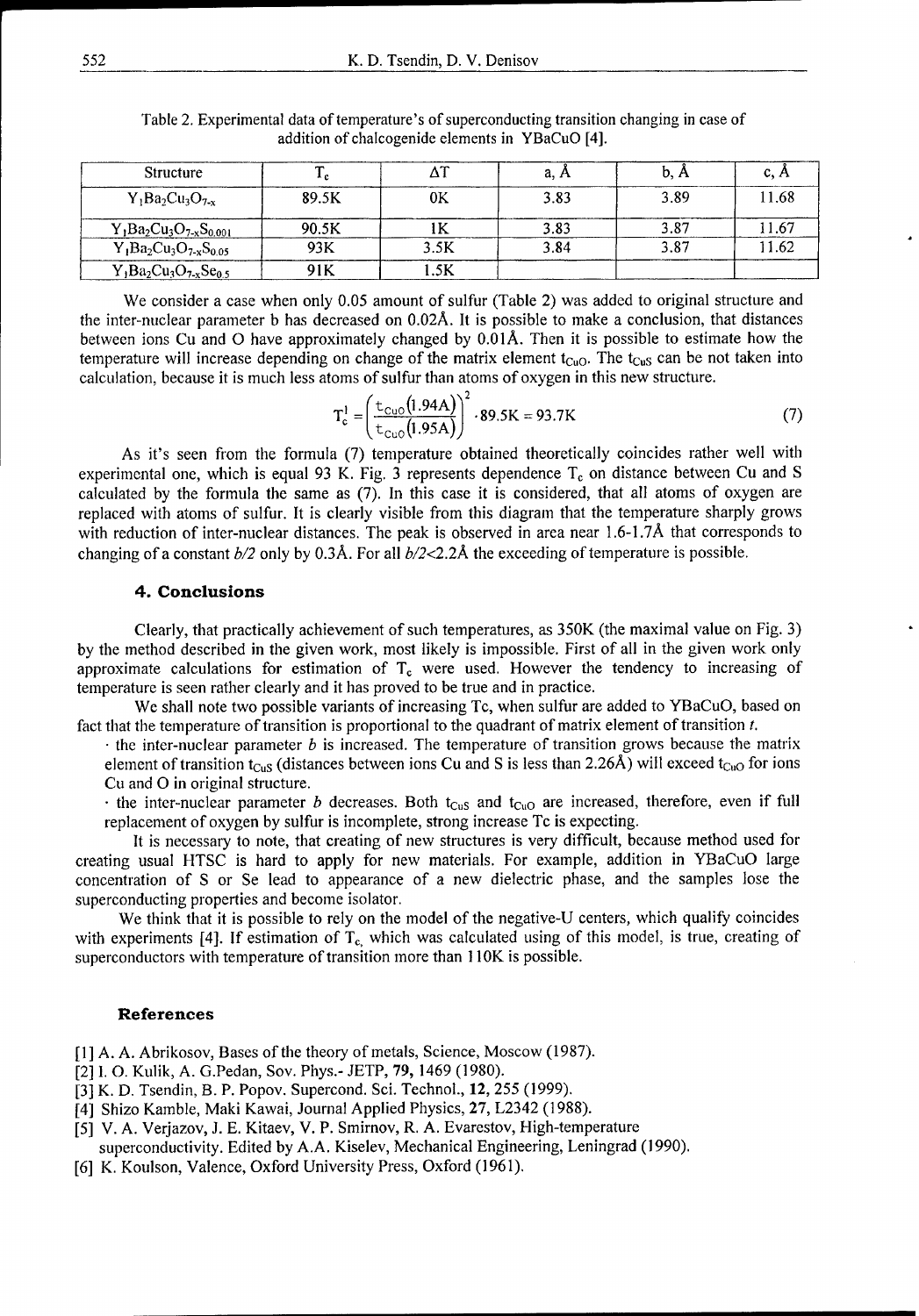Table 2. Experimental data of temperature's of superconducting transition changing in case of addition of chalcogenide elements in YBaCuO [4].

| Structure | $T_c$ | $\Delta T$ | a, Å | b, Å | c, Å |
|---|---|---|---|---|---|
| $Y_1Ba_2Cu_3O_{7-x}$ | 89.5K | 0K | 3.83 | 3.89 | 11.68 |
| $Y_1Ba_2Cu_3O_{7-x}S_{0.001}$ | 90.5K | 1K | 3.83 | 3.87 | 11.67 |
| $Y_1Ba_2Cu_3O_{7-x}S_{0.05}$ | 93K | 3.5K | 3.84 | 3.87 | 11.62 |
| $Y_1Ba_2Cu_3O_{7-x}Se_{0.5}$ | 91K | 1.5K | | | |

We consider a case when only 0.05 amount of sulfur (Table 2) was added to original structure and the inter-nuclear parameter b has decreased on 0.02Å. It is possible to make a conclusion, that distances between ions Cu and O have approximately changed by 0.01Å. Then it is possible to estimate how the temperature will increase depending on change of the matrix element $t_{CuO}$. The $t_{CuS}$ can be not taken into calculation, because it is much less atoms of sulfur than atoms of oxygen in this new structure.

$$T_c^1 = \left(\frac{t_{CuO}(1.94A)}{t_{CuO}(1.95A)}\right)^2 \cdot 89.5K = 93.7K \tag{7}$$

As it's seen from the formula (7) temperature obtained theoretically coincides rather well with experimental one, which is equal 93 K. Fig. 3 represents dependence $T_c$ on distance between Cu and S calculated by the formula the same as (7). In this case it is considered, that all atoms of oxygen are replaced with atoms of sulfur. It is clearly visible from this diagram that the temperature sharply grows with reduction of inter-nuclear distances. The peak is observed in area near 1.6-1.7Å that corresponds to changing of a constant $b/2$ only by 0.3Å. For all $b/2$<2.2Å the exceeding of temperature is possible.

## 4. Conclusions

Clearly, that practically achievement of such temperatures, as 350K (the maximal value on Fig. 3) by the method described in the given work, most likely is impossible. First of all in the given work only approximate calculations for estimation of $T_c$ were used. However the tendency to increasing of temperature is seen rather clearly and it has proved to be true and in practice.

We shall note two possible variants of increasing Tc, when sulfur are added to YBaCuO, based on fact that the temperature of transition is proportional to the quadrant of matrix element of transition $t$.

· the inter-nuclear parameter $b$ is increased. The temperature of transition grows because the matrix element of transition $t_{CuS}$ (distances between ions Cu and S is less than 2.26Å) will exceed $t_{CuO}$ for ions Cu and O in original structure.

· the inter-nuclear parameter $b$ decreases. Both $t_{CuS}$ and $t_{CuO}$ are increased, therefore, even if full replacement of oxygen by sulfur is incomplete, strong increase Tc is expecting.

It is necessary to note, that creating of new structures is very difficult, because method used for creating usual HTSC is hard to apply for new materials. For example, addition in YBaCuO large concentration of S or Se lead to appearance of a new dielectric phase, and the samples lose the superconducting properties and become isolator.

We think that it is possible to rely on the model of the negative-U centers, which qualify coincides with experiments [4]. If estimation of $T_c$, which was calculated using of this model, is true, creating of superconductors with temperature of transition more than 110K is possible.

### References

[1] A. A. Abrikosov, Bases of the theory of metals, Science, Moscow (1987).
[2] I. O. Kulik, A. G.Pedan, Sov. Phys.- JETP, **79**, 1469 (1980).
[3] K. D. Tsendin, B. P. Popov. Supercond. Sci. Technol., **12**, 255 (1999).
[4] Shizo Kamble, Maki Kawai, Journal Applied Physics, **27**, L2342 (1988).
[5] V. A. Verjazov, J. E. Kitaev, V. P. Smirnov, R. A. Evarestov, High-temperature superconductivity. Edited by A.A. Kiselev, Mechanical Engineering, Leningrad (1990).
[6] K. Koulson, Valence, Oxford University Press, Oxford (1961).